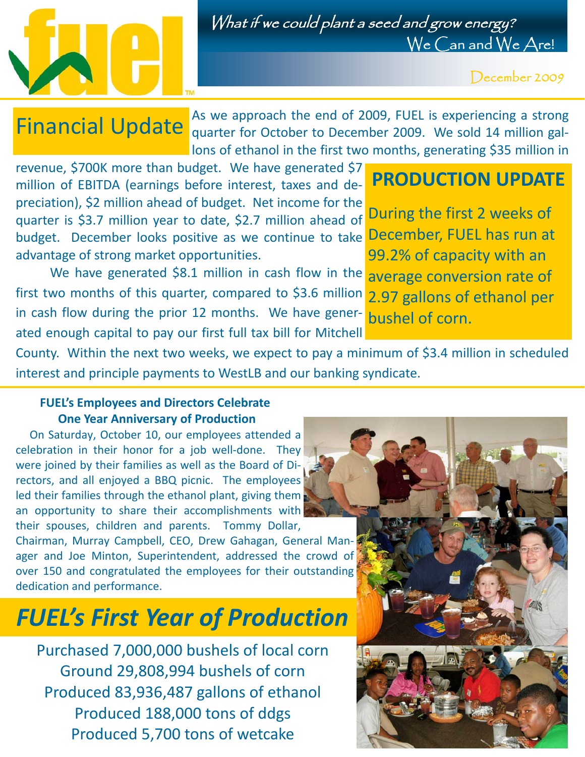# fuel™

*What if we could plant a seed and grow energy?*
We Can and We Are!

December 2009

## Financial Update

As we approach the end of 2009, FUEL is experiencing a strong quarter for October to December 2009. We sold 14 million gallons of ethanol in the first two months, generating $35 million in revenue, $700K more than budget. We have generated $7 million of EBITDA (earnings before interest, taxes and depreciation), $2 million ahead of budget. Net income for the quarter is $3.7 million year to date, $2.7 million ahead of budget. December looks positive as we continue to take advantage of strong market opportunities.

We have generated $8.1 million in cash flow in the first two months of this quarter, compared to $3.6 million in cash flow during the prior 12 months. We have generated enough capital to pay our first full tax bill for Mitchell County. Within the next two weeks, we expect to pay a minimum of $3.4 million in scheduled interest and principle payments to WestLB and our banking syndicate.

## PRODUCTION UPDATE

During the first 2 weeks of December, FUEL has run at 99.2% of capacity with an average conversion rate of 2.97 gallons of ethanol per bushel of corn.

### FUEL's Employees and Directors Celebrate One Year Anniversary of Production

On Saturday, October 10, our employees attended a celebration in their honor for a job well-done. They were joined by their families as well as the Board of Directors, and all enjoyed a BBQ picnic. The employees led their families through the ethanol plant, giving them an opportunity to share their accomplishments with their spouses, children and parents. Tommy Dollar, Chairman, Murray Campbell, CEO, Drew Gahagan, General Manager and Joe Minton, Superintendent, addressed the crowd of over 150 and congratulated the employees for their outstanding dedication and performance.

## *FUEL's First Year of Production*

Purchased 7,000,000 bushels of local corn
Ground 29,808,994 bushels of corn
Produced 83,936,487 gallons of ethanol
Produced 188,000 tons of ddgs
Produced 5,700 tons of wetcake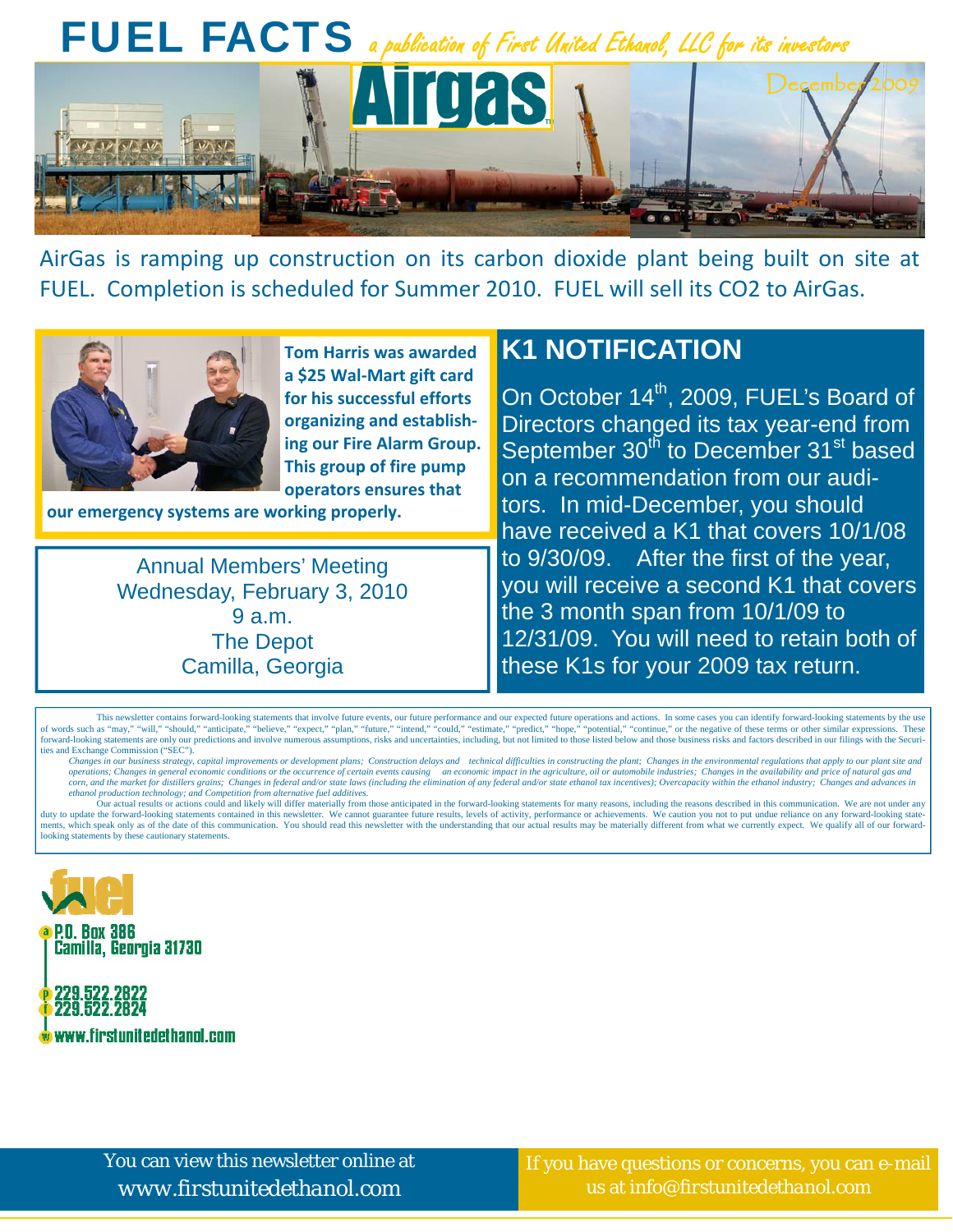# FUEL FACTS

*a publication of First United Ethanol, LLC for its investors*

Airgas

December 2009

AirGas is ramping up construction on its carbon dioxide plant being built on site at FUEL. Completion is scheduled for Summer 2010. FUEL will sell its $CO_2$ to AirGas.

**Tom Harris was awarded a $25 Wal-Mart gift card for his successful efforts organizing and establishing our Fire Alarm Group. This group of fire pump operators ensures that our emergency systems are working properly.**

Annual Members' Meeting
Wednesday, February 3, 2010
9 a.m.
The Depot
Camilla, Georgia

## K1 NOTIFICATION

On October 14th, 2009, FUEL's Board of Directors changed its tax year-end from September 30th to December 31st based on a recommendation from our auditors. In mid-December, you should have received a K1 that covers 10/1/08 to 9/30/09. After the first of the year, you will receive a second K1 that covers the 3 month span from 10/1/09 to 12/31/09. You will need to retain both of these K1s for your 2009 tax return.

This newsletter contains forward-looking statements that involve future events, our future performance and our expected future operations and actions. In some cases you can identify forward-looking statements by the use of words such as "may," "will," "should," "anticipate," "believe," "expect," "plan," "future," "intend," "could," "estimate," "predict," "hope," "potential," "continue," or the negative of these terms or other similar expressions. These forward-looking statements are only our predictions and involve numerous assumptions, risks and uncertainties, including, but not limited to those listed below and those business risks and factors described in our filings with the Securities and Exchange Commission ("SEC").

*Changes in our business strategy, capital improvements or development plans; Construction delays and technical difficulties in constructing the plant; Changes in the environmental regulations that apply to our plant site and operations; Changes in general economic conditions or the occurrence of certain events causing an economic impact in the agriculture, oil or automobile industries; Changes in the availability and price of natural gas and corn, and the market for distillers grains; Changes in federal and/or state laws (including the elimination of any federal and/or state ethanol tax incentives); Overcapacity within the ethanol industry; Changes and advances in ethanol production technology; and Competition from alternative fuel additives.*

Our actual results or actions could and likely will differ materially from those anticipated in the forward-looking statements for many reasons, including the reasons described in this communication. We are not under any duty to update the forward-looking statements contained in this newsletter. We cannot guarantee future results, levels of activity, performance or achievements. We caution you not to put undue reliance on any forward-looking statements, which speak only as of the date of this communication. You should read this newsletter with the understanding that our actual results may be materially different from what we currently expect. We qualify all of our forward-looking statements by these cautionary statements.

fuel

P.O. Box 386
Camilla, Georgia 31730

p 229.522.2822
f 229.522.2824

w www.firstunitedethanol.com

You can view this newsletter online at www.firstunitedethanol.com

If you have questions or concerns, you can e-mail us at info@firstunitedethanol.com